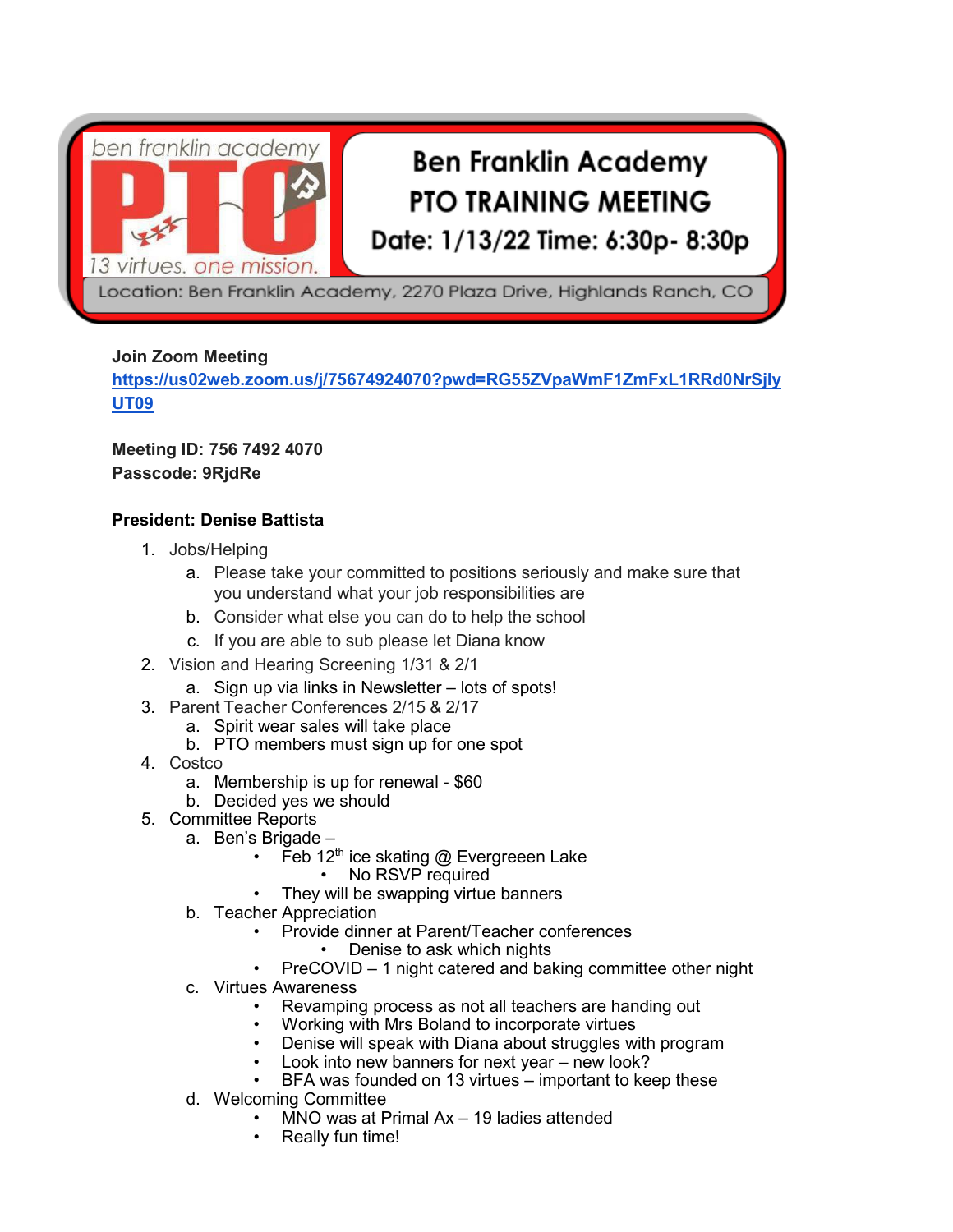ben franklin academy

**PTO**

13 virtues. one mission.

# Ben Franklin Academy PTO TRAINING MEETING

**Date: 1/13/22 Time: 6:30p- 8:30p**

Location: Ben Franklin Academy, 2270 Plaza Drive, Highlands Ranch, CO

**Join Zoom Meeting**
**https://us02web.zoom.us/j/75674924070?pwd=RG55ZVpaWmF1ZmFxL1RRd0NrSjlyUT09**

**Meeting ID: 756 7492 4070**
**Passcode: 9RjdRe**

**President: Denise Battista**

1. Jobs/Helping
   a. Please take your committed to positions seriously and make sure that you understand what your job responsibilities are
   b. Consider what else you can do to help the school
   c. If you are able to sub please let Diana know
2. Vision and Hearing Screening 1/31 & 2/1
   a. Sign up via links in Newsletter – lots of spots!
3. Parent Teacher Conferences 2/15 & 2/17
   a. Spirit wear sales will take place
   b. PTO members must sign up for one spot
4. Costco
   a. Membership is up for renewal - $60
   b. Decided yes we should
5. Committee Reports
   a. Ben's Brigade –
      - Feb 12th ice skating @ Evergreeen Lake
         - No RSVP required
      - They will be swapping virtue banners
   b. Teacher Appreciation
      - Provide dinner at Parent/Teacher conferences
         - Denise to ask which nights
      - PreCOVID – 1 night catered and baking committee other night
   c. Virtues Awareness
      - Revamping process as not all teachers are handing out
      - Working with Mrs Boland to incorporate virtues
      - Denise will speak with Diana about struggles with program
      - Look into new banners for next year – new look?
      - BFA was founded on 13 virtues – important to keep these
   d. Welcoming Committee
      - MNO was at Primal Ax – 19 ladies attended
      - Really fun time!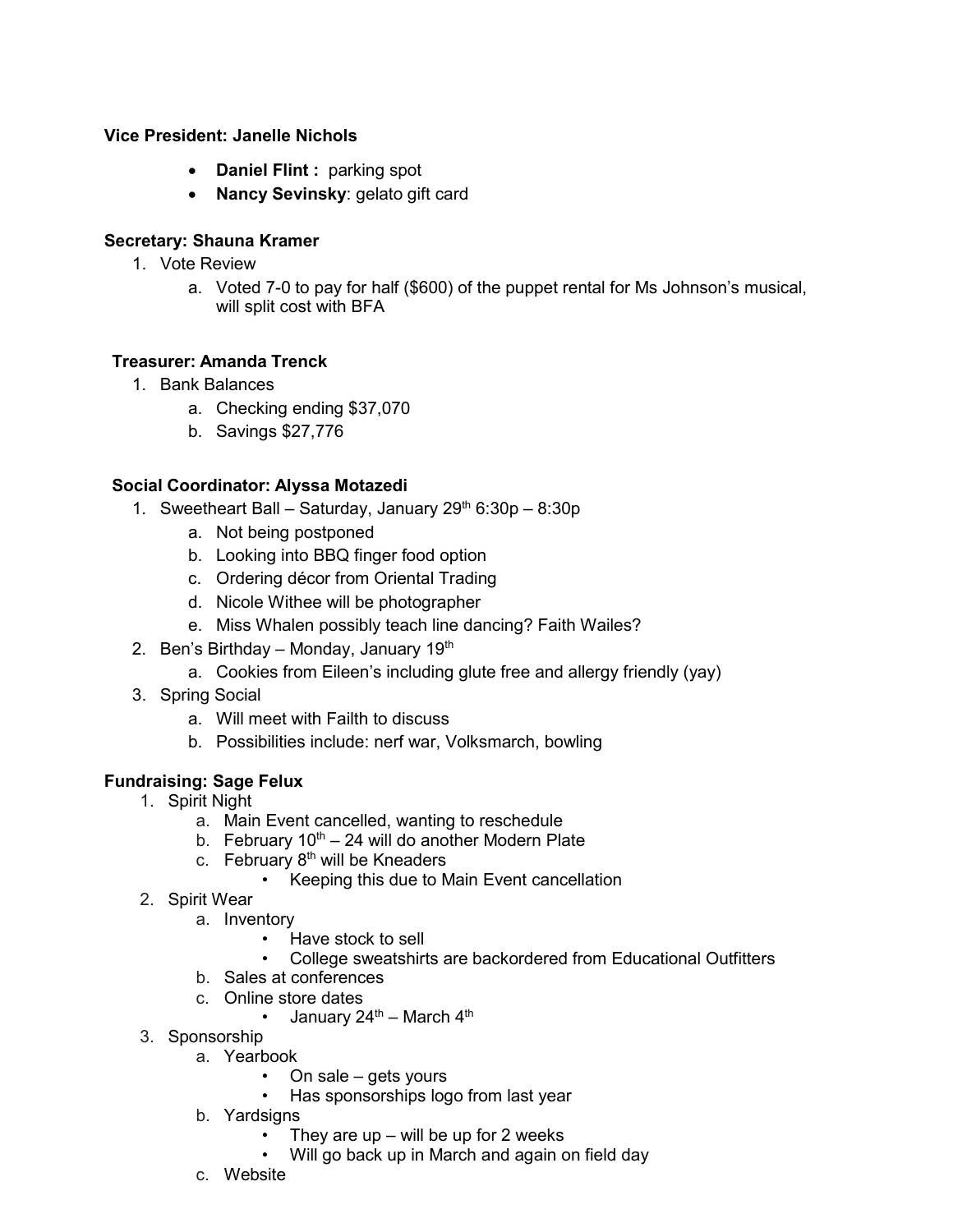**Vice President: Janelle Nichols**

- **Daniel Flint :** parking spot
- **Nancy Sevinsky**: gelato gift card

**Secretary: Shauna Kramer**

1. Vote Review
   a. Voted 7-0 to pay for half ($600) of the puppet rental for Ms Johnson's musical, will split cost with BFA

**Treasurer: Amanda Trenck**

1. Bank Balances
   a. Checking ending $37,070
   b. Savings $27,776

**Social Coordinator: Alyssa Motazedi**

1. Sweetheart Ball – Saturday, January 29th 6:30p – 8:30p
   a. Not being postponed
   b. Looking into BBQ finger food option
   c. Ordering décor from Oriental Trading
   d. Nicole Withee will be photographer
   e. Miss Whalen possibly teach line dancing? Faith Wailes?
2. Ben's Birthday – Monday, January 19th
   a. Cookies from Eileen's including glute free and allergy friendly (yay)
3. Spring Social
   a. Will meet with Failth to discuss
   b. Possibilities include: nerf war, Volksmarch, bowling

**Fundraising: Sage Felux**

1. Spirit Night
   a. Main Event cancelled, wanting to reschedule
   b. February 10th – 24 will do another Modern Plate
   c. February 8th will be Kneaders
      - Keeping this due to Main Event cancellation
2. Spirit Wear
   a. Inventory
      - Have stock to sell
      - College sweatshirts are backordered from Educational Outfitters
   b. Sales at conferences
   c. Online store dates
      - January 24th – March 4th
3. Sponsorship
   a. Yearbook
      - On sale – gets yours
      - Has sponsorships logo from last year
   b. Yardsigns
      - They are up – will be up for 2 weeks
      - Will go back up in March and again on field day
   c. Website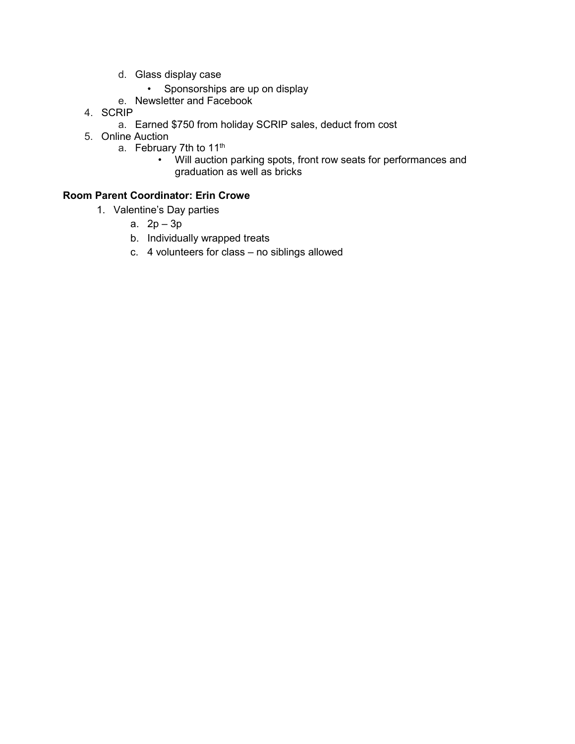d. Glass display case
      - Sponsorships are up on display
   e. Newsletter and Facebook
4. SCRIP
   a. Earned $750 from holiday SCRIP sales, deduct from cost
5. Online Auction
   a. February 7th to 11th
      - Will auction parking spots, front row seats for performances and graduation as well as bricks

**Room Parent Coordinator: Erin Crowe**

1. Valentine's Day parties
   a. 2p – 3p
   b. Individually wrapped treats
   c. 4 volunteers for class – no siblings allowed